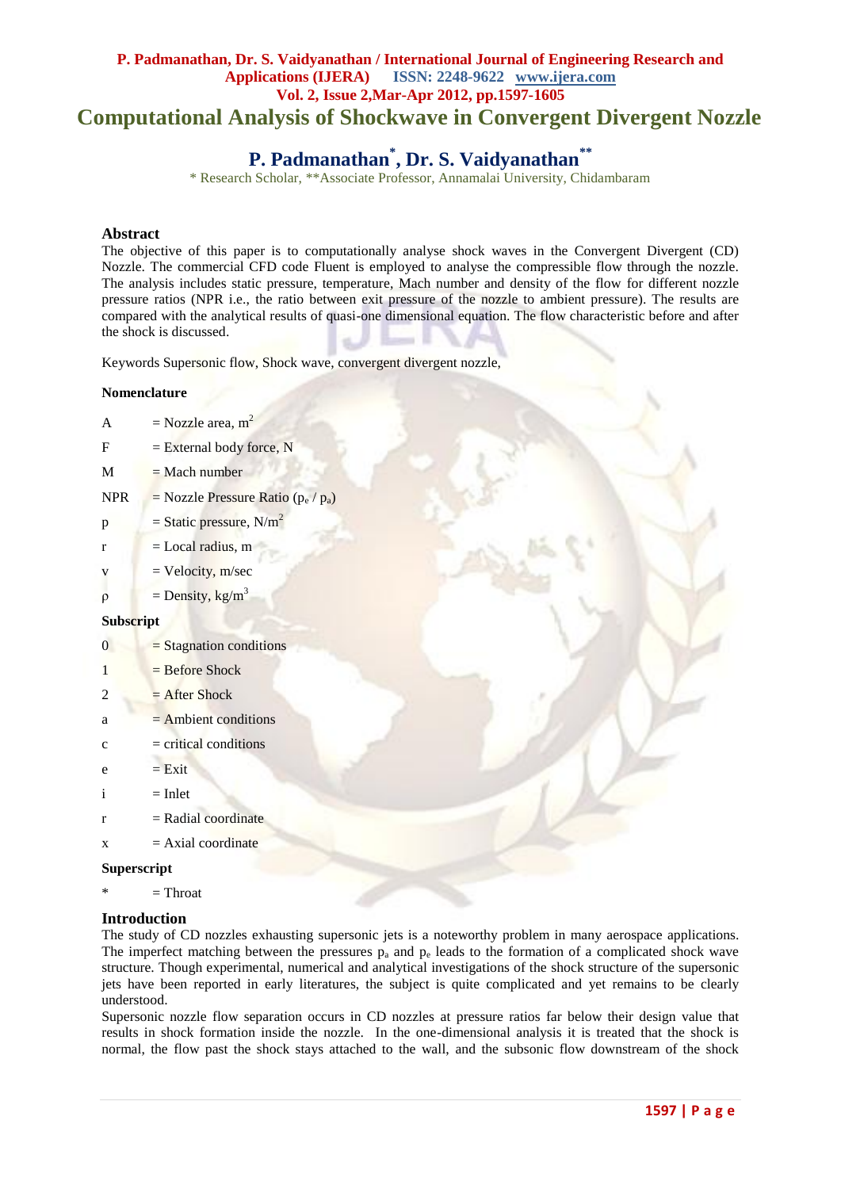// Computational Analysis of Shockwave in Convergent Divergent Nozzle

# Computational Analysis of Shockwave in Convergent Divergent Nozzle

## P. Padmanathan*, Dr. S. Vaidyanathan**

\* Research Scholar, **Associate Professor, Annamalai University, Chidambaram

### Abstract

The objective of this paper is to computationally analyse shock waves in the Convergent Divergent (CD) Nozzle. The commercial CFD code Fluent is employed to analyse the compressible flow through the nozzle. The analysis includes static pressure, temperature, Mach number and density of the flow for different nozzle pressure ratios (NPR i.e., the ratio between exit pressure of the nozzle to ambient pressure). The results are compared with the analytical results of quasi-one dimensional equation. The flow characteristic before and after the shock is discussed.

Keywords Supersonic flow, Shock wave, convergent divergent nozzle,

**Nomenclature**

| | |
|---|---|
| A | = Nozzle area, $m^2$ |
| F | = External body force, N |
| M | = Mach number |
| NPR | = Nozzle Pressure Ratio ($p_e$ / $p_a$) |
| p | = Static pressure, $N/m^2$ |
| r | = Local radius, m |
| v | = Velocity, m/sec |
| ρ | = Density, $kg/m^3$ |

**Subscript**

| | |
|---|---|
| 0 | = Stagnation conditions |
| 1 | = Before Shock |
| 2 | = After Shock |
| a | = Ambient conditions |
| c | = critical conditions |
| e | = Exit |
| i | = Inlet |
| r | = Radial coordinate |
| x | = Axial coordinate |

**Superscript**

| | |
|---|---|
| * | = Throat |

### Introduction

The study of CD nozzles exhausting supersonic jets is a noteworthy problem in many aerospace applications. The imperfect matching between the pressures $p_a$ and $p_e$ leads to the formation of a complicated shock wave structure. Though experimental, numerical and analytical investigations of the shock structure of the supersonic jets have been reported in early literatures, the subject is quite complicated and yet remains to be clearly understood.

Supersonic nozzle flow separation occurs in CD nozzles at pressure ratios far below their design value that results in shock formation inside the nozzle. In the one-dimensional analysis it is treated that the shock is normal, the flow past the shock stays attached to the wall, and the subsonic flow downstream of the shock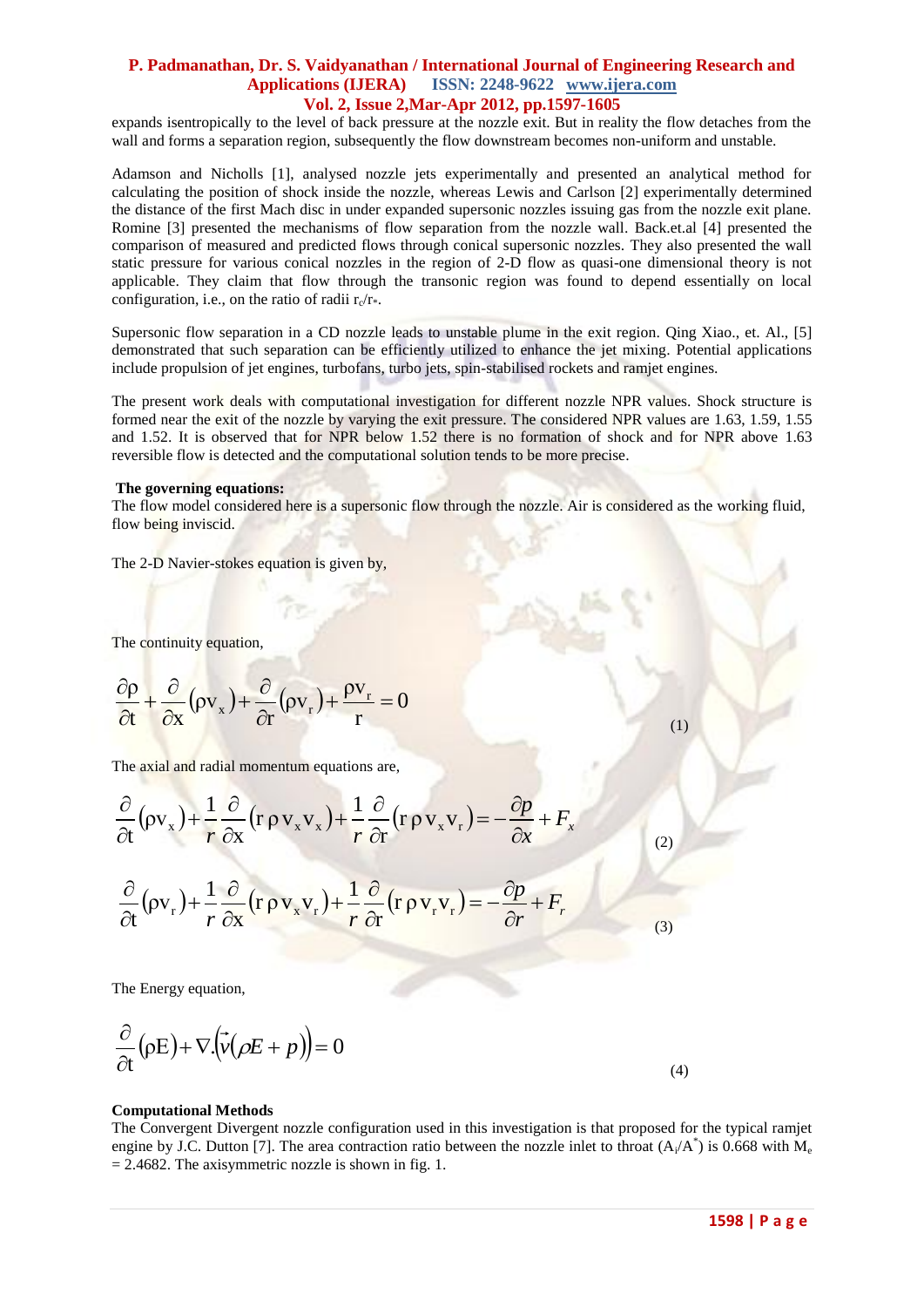expands isentropically to the level of back pressure at the nozzle exit. But in reality the flow detaches from the wall and forms a separation region, subsequently the flow downstream becomes non-uniform and unstable.

Adamson and Nicholls [1], analysed nozzle jets experimentally and presented an analytical method for calculating the position of shock inside the nozzle, whereas Lewis and Carlson [2] experimentally determined the distance of the first Mach disc in under expanded supersonic nozzles issuing gas from the nozzle exit plane. Romine [3] presented the mechanisms of flow separation from the nozzle wall. Back.et.al [4] presented the comparison of measured and predicted flows through conical supersonic nozzles. They also presented the wall static pressure for various conical nozzles in the region of 2-D flow as quasi-one dimensional theory is not applicable. They claim that flow through the transonic region was found to depend essentially on local configuration, i.e., on the ratio of radii $r_c/r_*$.

Supersonic flow separation in a CD nozzle leads to unstable plume in the exit region. Qing Xiao., et. Al., [5] demonstrated that such separation can be efficiently utilized to enhance the jet mixing. Potential applications include propulsion of jet engines, turbofans, turbo jets, spin-stabilised rockets and ramjet engines.

The present work deals with computational investigation for different nozzle NPR values. Shock structure is formed near the exit of the nozzle by varying the exit pressure. The considered NPR values are 1.63, 1.59, 1.55 and 1.52. It is observed that for NPR below 1.52 there is no formation of shock and for NPR above 1.63 reversible flow is detected and the computational solution tends to be more precise.

**The governing equations:**

The flow model considered here is a supersonic flow through the nozzle. Air is considered as the working fluid, flow being inviscid.

The 2-D Navier-stokes equation is given by,

The continuity equation,

$$\frac{\partial \rho}{\partial t} + \frac{\partial}{\partial x}(\rho v_x) + \frac{\partial}{\partial r}(\rho v_r) + \frac{\rho v_r}{r} = 0 \tag{1}$$

The axial and radial momentum equations are,

$$\frac{\partial}{\partial t}(\rho v_x) + \frac{1}{r}\frac{\partial}{\partial x}(r\,\rho\,v_x v_x) + \frac{1}{r}\frac{\partial}{\partial r}(r\,\rho\,v_x v_r) = -\frac{\partial p}{\partial x} + F_x \tag{2}$$

$$\frac{\partial}{\partial t}(\rho v_r) + \frac{1}{r}\frac{\partial}{\partial x}(r\,\rho\,v_x v_r) + \frac{1}{r}\frac{\partial}{\partial r}(r\,\rho\,v_r v_r) = -\frac{\partial p}{\partial r} + F_r \tag{3}$$

The Energy equation,

$$\frac{\partial}{\partial t}(\rho E) + \nabla.\left(\vec{v}(\rho E + p)\right) = 0 \tag{4}$$

**Computational Methods**

The Convergent Divergent nozzle configuration used in this investigation is that proposed for the typical ramjet engine by J.C. Dutton [7]. The area contraction ratio between the nozzle inlet to throat ($A_i/A^*$) is 0.668 with $M_e = 2.4682$. The axisymmetric nozzle is shown in fig. 1.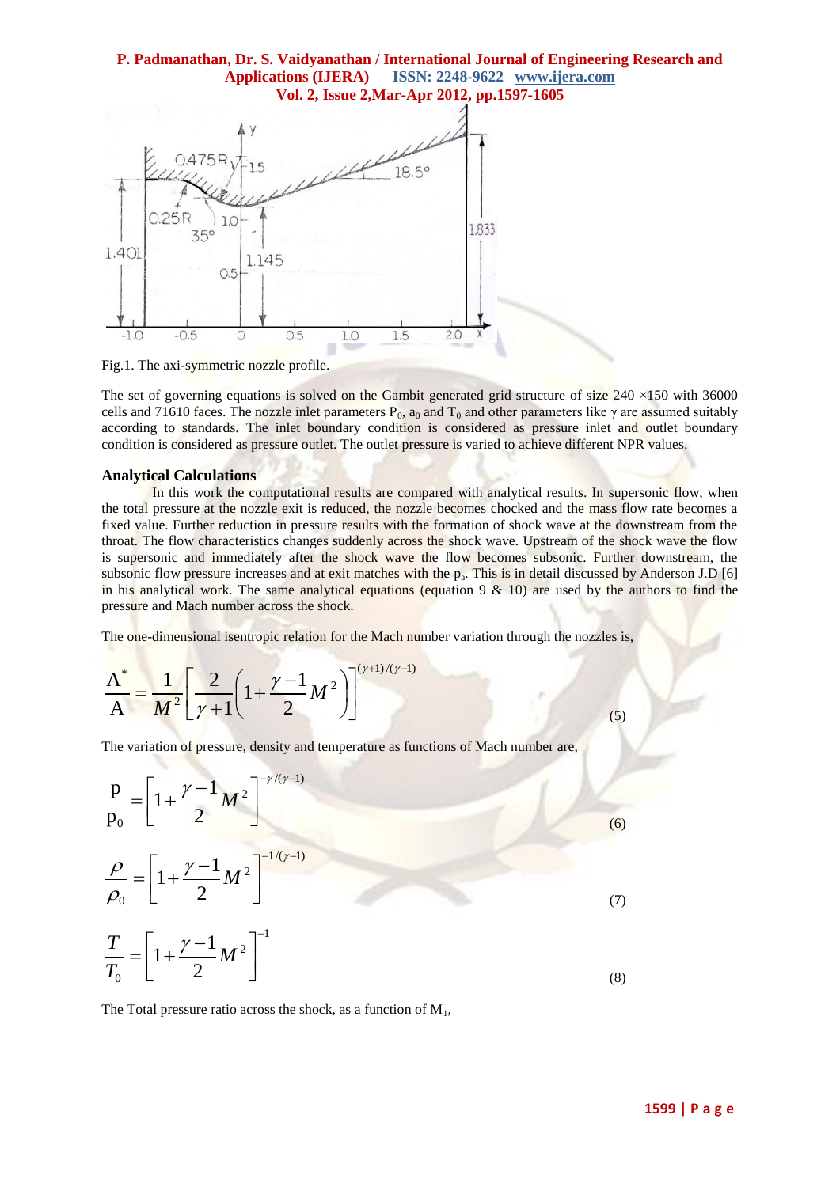Fig.1. The axi-symmetric nozzle profile.

The set of governing equations is solved on the Gambit generated grid structure of size 240 ×150 with 36000 cells and 71610 faces. The nozzle inlet parameters $P_0$, $a_0$ and $T_0$ and other parameters like $\gamma$ are assumed suitably according to standards. The inlet boundary condition is considered as pressure inlet and outlet boundary condition is considered as pressure outlet. The outlet pressure is varied to achieve different NPR values.

### Analytical Calculations

In this work the computational results are compared with analytical results. In supersonic flow, when the total pressure at the nozzle exit is reduced, the nozzle becomes chocked and the mass flow rate becomes a fixed value. Further reduction in pressure results with the formation of shock wave at the downstream from the throat. The flow characteristics changes suddenly across the shock wave. Upstream of the shock wave the flow is supersonic and immediately after the shock wave the flow becomes subsonic. Further downstream, the subsonic flow pressure increases and at exit matches with the $p_a$. This is in detail discussed by Anderson J.D [6] in his analytical work. The same analytical equations (equation 9 & 10) are used by the authors to find the pressure and Mach number across the shock.

The one-dimensional isentropic relation for the Mach number variation through the nozzles is,

$$\frac{A^*}{A} = \frac{1}{M^2}\left[\frac{2}{\gamma+1}\left(1+\frac{\gamma-1}{2}M^2\right)\right]^{(\gamma+1)/(\gamma-1)} \tag{5}$$

The variation of pressure, density and temperature as functions of Mach number are,

$$\frac{p}{p_0} = \left[1+\frac{\gamma-1}{2}M^2\right]^{-\gamma/(\gamma-1)} \tag{6}$$

$$\frac{\rho}{\rho_0} = \left[1+\frac{\gamma-1}{2}M^2\right]^{-1/(\gamma-1)} \tag{7}$$

$$\frac{T}{T_0} = \left[1+\frac{\gamma-1}{2}M^2\right]^{-1} \tag{8}$$

The Total pressure ratio across the shock, as a function of $M_1$,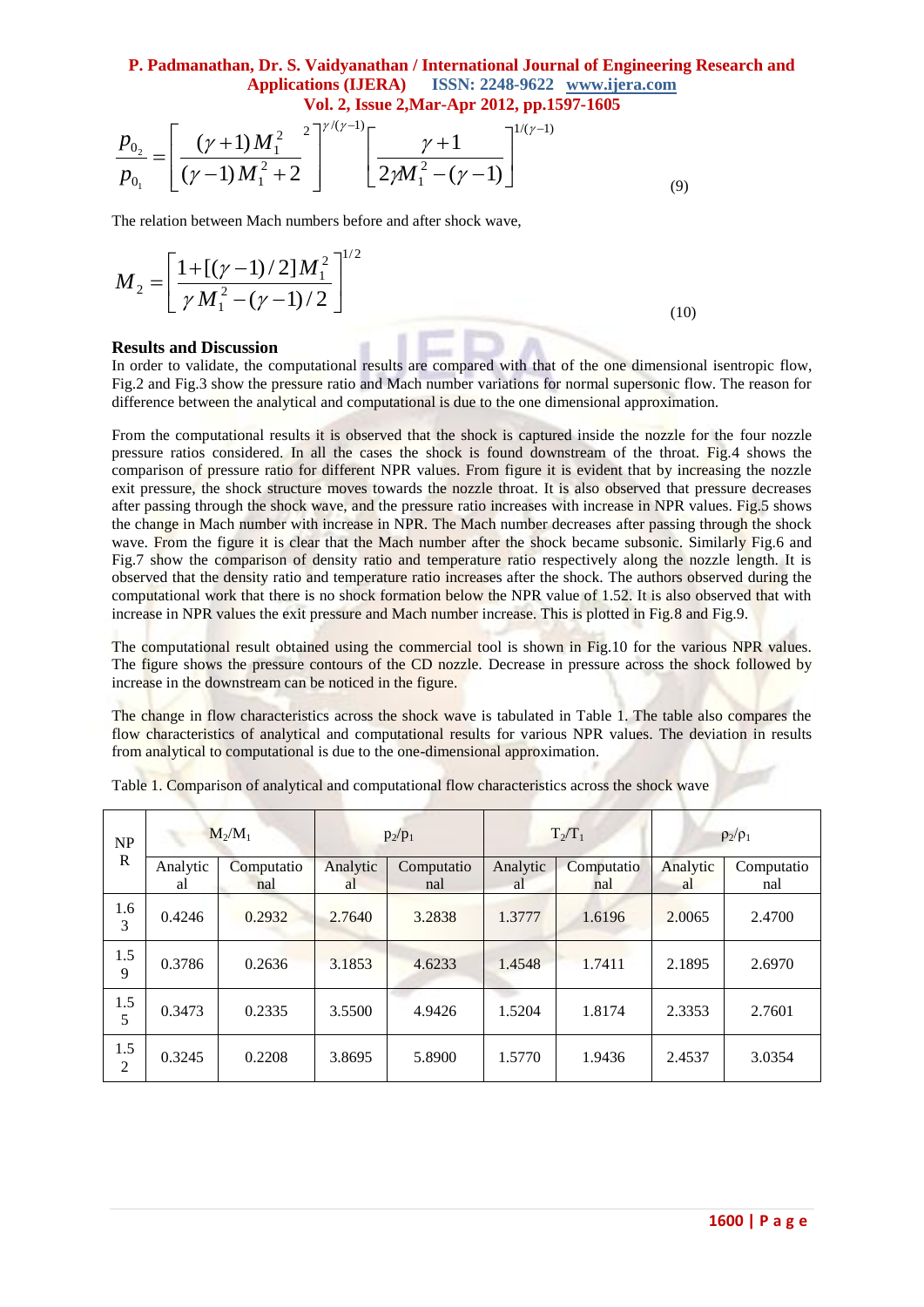$$\frac{p_{0_2}}{p_{0_1}} = \left[\frac{(\gamma+1)M_1^2}{(\gamma-1)M_1^2+2}\right]^{\gamma/(\gamma-1)} \left[\frac{\gamma+1}{2\gamma M_1^2-(\gamma-1)}\right]^{1/(\gamma-1)} \tag{9}$$

The relation between Mach numbers before and after shock wave,

$$M_2 = \left[\frac{1+[(\gamma-1)/2]M_1^2}{\gamma M_1^2-(\gamma-1)/2}\right]^{1/2} \tag{10}$$

**Results and Discussion**

In order to validate, the computational results are compared with that of the one dimensional isentropic flow, Fig.2 and Fig.3 show the pressure ratio and Mach number variations for normal supersonic flow. The reason for difference between the analytical and computational is due to the one dimensional approximation.

From the computational results it is observed that the shock is captured inside the nozzle for the four nozzle pressure ratios considered. In all the cases the shock is found downstream of the throat. Fig.4 shows the comparison of pressure ratio for different NPR values. From figure it is evident that by increasing the nozzle exit pressure, the shock structure moves towards the nozzle throat. It is also observed that pressure decreases after passing through the shock wave, and the pressure ratio increases with increase in NPR values. Fig.5 shows the change in Mach number with increase in NPR. The Mach number decreases after passing through the shock wave. From the figure it is clear that the Mach number after the shock became subsonic. Similarly Fig.6 and Fig.7 show the comparison of density ratio and temperature ratio respectively along the nozzle length. It is observed that the density ratio and temperature ratio increases after the shock. The authors observed during the computational work that there is no shock formation below the NPR value of 1.52. It is also observed that with increase in NPR values the exit pressure and Mach number increase. This is plotted in Fig.8 and Fig.9.

The computational result obtained using the commercial tool is shown in Fig.10 for the various NPR values. The figure shows the pressure contours of the CD nozzle. Decrease in pressure across the shock followed by increase in the downstream can be noticed in the figure.

The change in flow characteristics across the shock wave is tabulated in Table 1. The table also compares the flow characteristics of analytical and computational results for various NPR values. The deviation in results from analytical to computational is due to the one-dimensional approximation.

Table 1. Comparison of analytical and computational flow characteristics across the shock wave

| NPR | $M_2/M_1$ | | $p_2/p_1$ | | $T_2/T_1$ | | $\rho_2/\rho_1$ | |
|---|---|---|---|---|---|---|---|---|
| | Analytical | Computational | Analytical | Computational | Analytical | Computational | Analytical | Computational |
| 1.63 | 0.4246 | 0.2932 | 2.7640 | 3.2838 | 1.3777 | 1.6196 | 2.0065 | 2.4700 |
| 1.59 | 0.3786 | 0.2636 | 3.1853 | 4.6233 | 1.4548 | 1.7411 | 2.1895 | 2.6970 |
| 1.55 | 0.3473 | 0.2335 | 3.5500 | 4.9426 | 1.5204 | 1.8174 | 2.3353 | 2.7601 |
| 1.52 | 0.3245 | 0.2208 | 3.8695 | 5.8900 | 1.5770 | 1.9436 | 2.4537 | 3.0354 |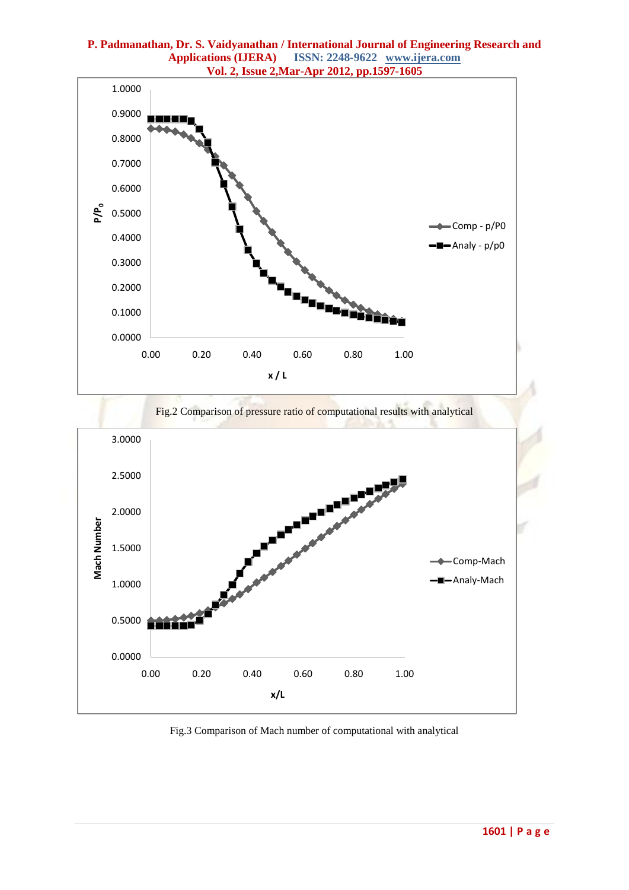Fig.2 Comparison of pressure ratio of computational results with analytical

Fig.3 Comparison of Mach number of computational with analytical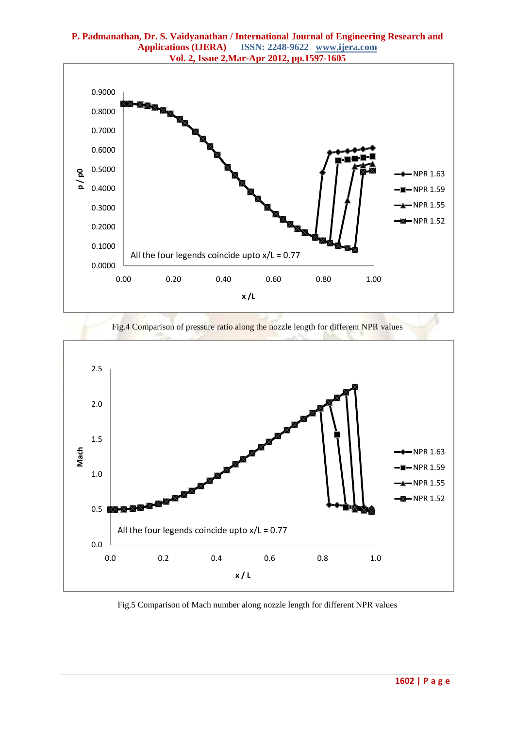Fig.4 Comparison of pressure ratio along the nozzle length for different NPR values

Fig.5 Comparison of Mach number along nozzle length for different NPR values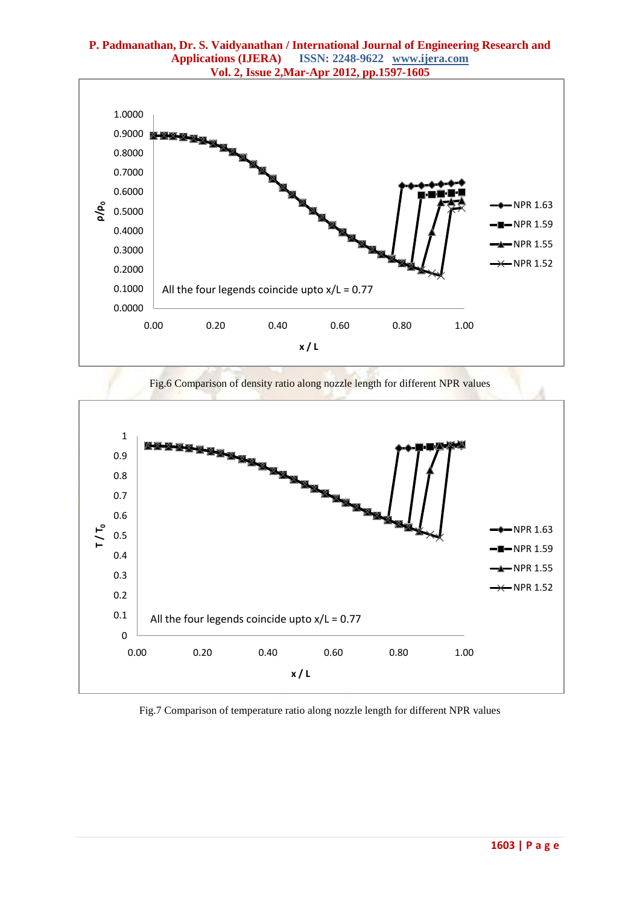Fig.6 Comparison of density ratio along nozzle length for different NPR values

Fig.7 Comparison of temperature ratio along nozzle length for different NPR values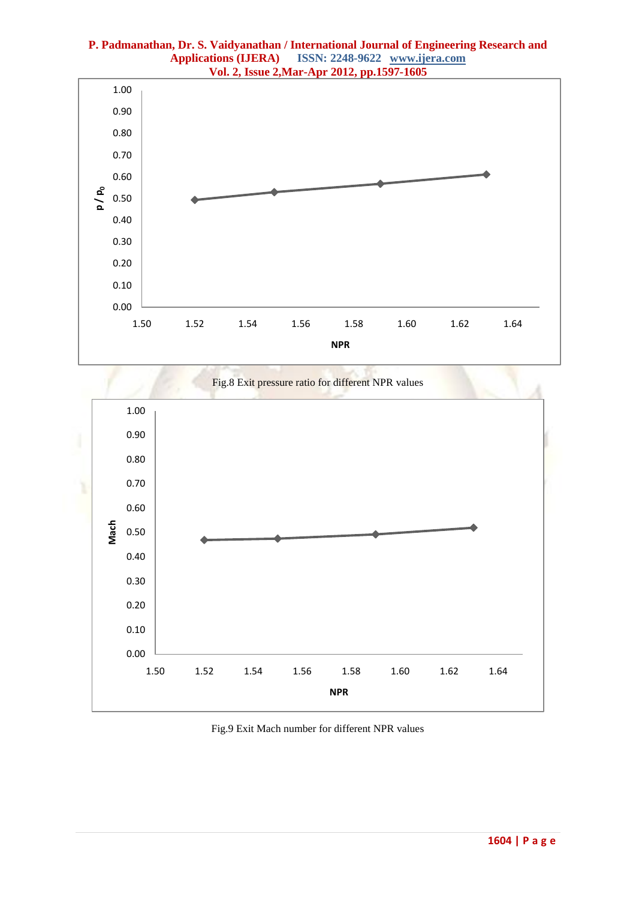Fig.8 Exit pressure ratio for different NPR values

Fig.9 Exit Mach number for different NPR values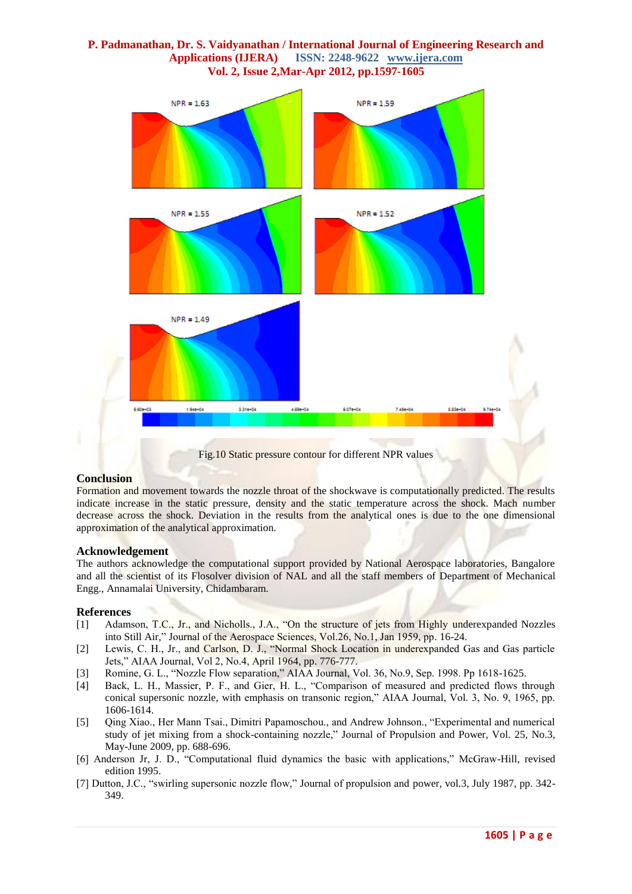NPR = 1.63

NPR = 1.59

NPR = 1.55

NPR = 1.52

NPR = 1.49

5.60e-03 1.94e-04 3.31e-04 4.69e-04 6.07e-04 7.45e-04 8.83e-04 9.74e-04

Fig.10 Static pressure contour for different NPR values

## Conclusion

Formation and movement towards the nozzle throat of the shockwave is computationally predicted. The results indicate increase in the static pressure, density and the static temperature across the shock. Mach number decrease across the shock. Deviation in the results from the analytical ones is due to the one dimensional approximation of the analytical approximation.

## Acknowledgement

The authors acknowledge the computational support provided by National Aerospace laboratories, Bangalore and all the scientist of its Flosolver division of NAL and all the staff members of Department of Mechanical Engg., Annamalai University, Chidambaram.

## References

[1] Adamson, T.C., Jr., and Nicholls., J.A., "On the structure of jets from Highly underexpanded Nozzles into Still Air," Journal of the Aerospace Sciences, Vol.26, No.1, Jan 1959, pp. 16-24.

[2] Lewis, C. H., Jr., and Carlson, D. J., "Normal Shock Location in underexpanded Gas and Gas particle Jets," AIAA Journal, Vol 2, No.4, April 1964, pp. 776-777.

[3] Romine, G. L., "Nozzle Flow separation," AIAA Journal, Vol. 36, No.9, Sep. 1998. Pp 1618-1625.

[4] Back, L. H., Massier, P. F., and Gier, H. L., "Comparison of measured and predicted flows through conical supersonic nozzle, with emphasis on transonic region," AIAA Journal, Vol. 3, No. 9, 1965, pp. 1606-1614.

[5] Qing Xiao., Her Mann Tsai., Dimitri Papamoschou., and Andrew Johnson., "Experimental and numerical study of jet mixing from a shock-containing nozzle," Journal of Propulsion and Power, Vol. 25, No.3, May-June 2009, pp. 688-696.

[6] Anderson Jr, J. D., "Computational fluid dynamics the basic with applications," McGraw-Hill, revised edition 1995.

[7] Dutton, J.C., "swirling supersonic nozzle flow," Journal of propulsion and power, vol.3, July 1987, pp. 342-349.